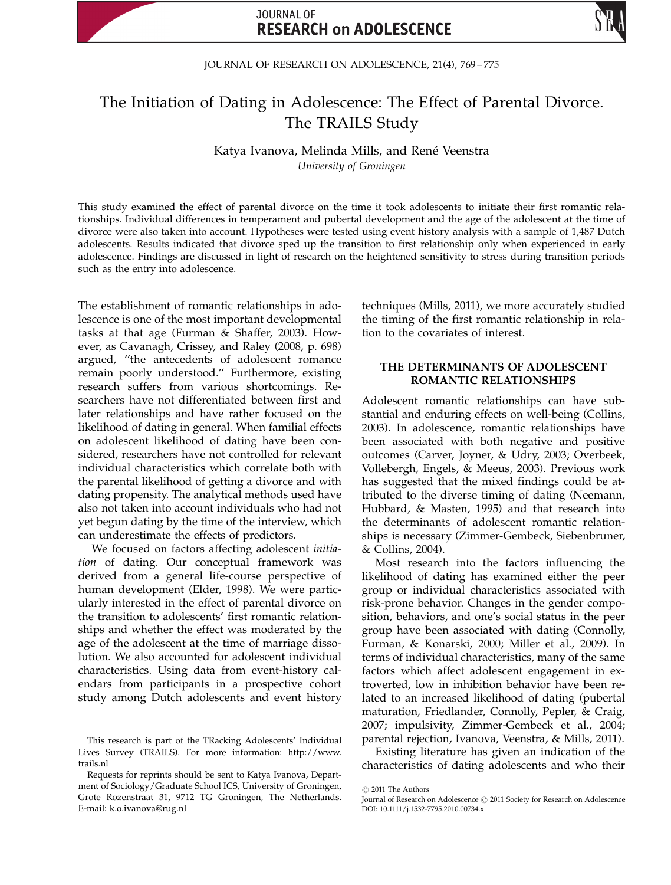# The Initiation of Dating in Adolescence: The Effect of Parental Divorce. The TRAILS Study

Katya Ivanova, Melinda Mills, and René Veenstra

*University of Groningen*

This study examined the effect of parental divorce on the time it took adolescents to initiate their first romantic relationships. Individual differences in temperament and pubertal development and the age of the adolescent at the time of divorce were also taken into account. Hypotheses were tested using event history analysis with a sample of 1,487 Dutch adolescents. Results indicated that divorce sped up the transition to first relationship only when experienced in early adolescence. Findings are discussed in light of research on the heightened sensitivity to stress during transition periods such as the entry into adolescence.

The establishment of romantic relationships in adolescence is one of the most important developmental tasks at that age (Furman & Shaffer, 2003). However, as Cavanagh, Crissey, and Raley (2008, p. 698) argued, ''the antecedents of adolescent romance remain poorly understood.'' Furthermore, existing research suffers from various shortcomings. Researchers have not differentiated between first and later relationships and have rather focused on the likelihood of dating in general. When familial effects on adolescent likelihood of dating have been considered, researchers have not controlled for relevant individual characteristics which correlate both with the parental likelihood of getting a divorce and with dating propensity. The analytical methods used have also not taken into account individuals who had not yet begun dating by the time of the interview, which can underestimate the effects of predictors.

We focused on factors affecting adolescent *initiation* of dating. Our conceptual framework was derived from a general life-course perspective of human development (Elder, 1998). We were particularly interested in the effect of parental divorce on the transition to adolescents' first romantic relationships and whether the effect was moderated by the age of the adolescent at the time of marriage dissolution. We also accounted for adolescent individual characteristics. Using data from event-history calendars from participants in a prospective cohort study among Dutch adolescents and event history techniques (Mills, 2011), we more accurately studied the timing of the first romantic relationship in relation to the covariates of interest.

## THE DETERMINANTS OF ADOLESCENT ROMANTIC RELATIONSHIPS

Adolescent romantic relationships can have substantial and enduring effects on well-being (Collins, 2003). In adolescence, romantic relationships have been associated with both negative and positive outcomes (Carver, Joyner, & Udry, 2003; Overbeek, Vollebergh, Engels, & Meeus, 2003). Previous work has suggested that the mixed findings could be attributed to the diverse timing of dating (Neemann, Hubbard, & Masten, 1995) and that research into the determinants of adolescent romantic relationships is necessary (Zimmer-Gembeck, Siebenbruner, & Collins, 2004).

Most research into the factors influencing the likelihood of dating has examined either the peer group or individual characteristics associated with risk-prone behavior. Changes in the gender composition, behaviors, and one's social status in the peer group have been associated with dating (Connolly, Furman, & Konarski, 2000; Miller et al., 2009). In terms of individual characteristics, many of the same factors which affect adolescent engagement in extroverted, low in inhibition behavior have been related to an increased likelihood of dating (pubertal maturation, Friedlander, Connolly, Pepler, & Craig, 2007; impulsivity, Zimmer-Gembeck et al., 2004; parental rejection, Ivanova, Veenstra, & Mills, 2011).

Existing literature has given an indication of the characteristics of dating adolescents and who their

---

This research is part of the TRacking Adolescents' Individual Lives Survey (TRAILS). For more information: http://www.trails.nl

Requests for reprints should be sent to Katya Ivanova, Department of Sociology/Graduate School ICS, University of Groningen, Grote Rozenstraat 31, 9712 TG Groningen, The Netherlands. E-mail: k.o.ivanova@rug.nl

© 2011 The Authors
Journal of Research on Adolescence © 2011 Society for Research on Adolescence
DOI: 10.1111/j.1532-7795.2010.00734.x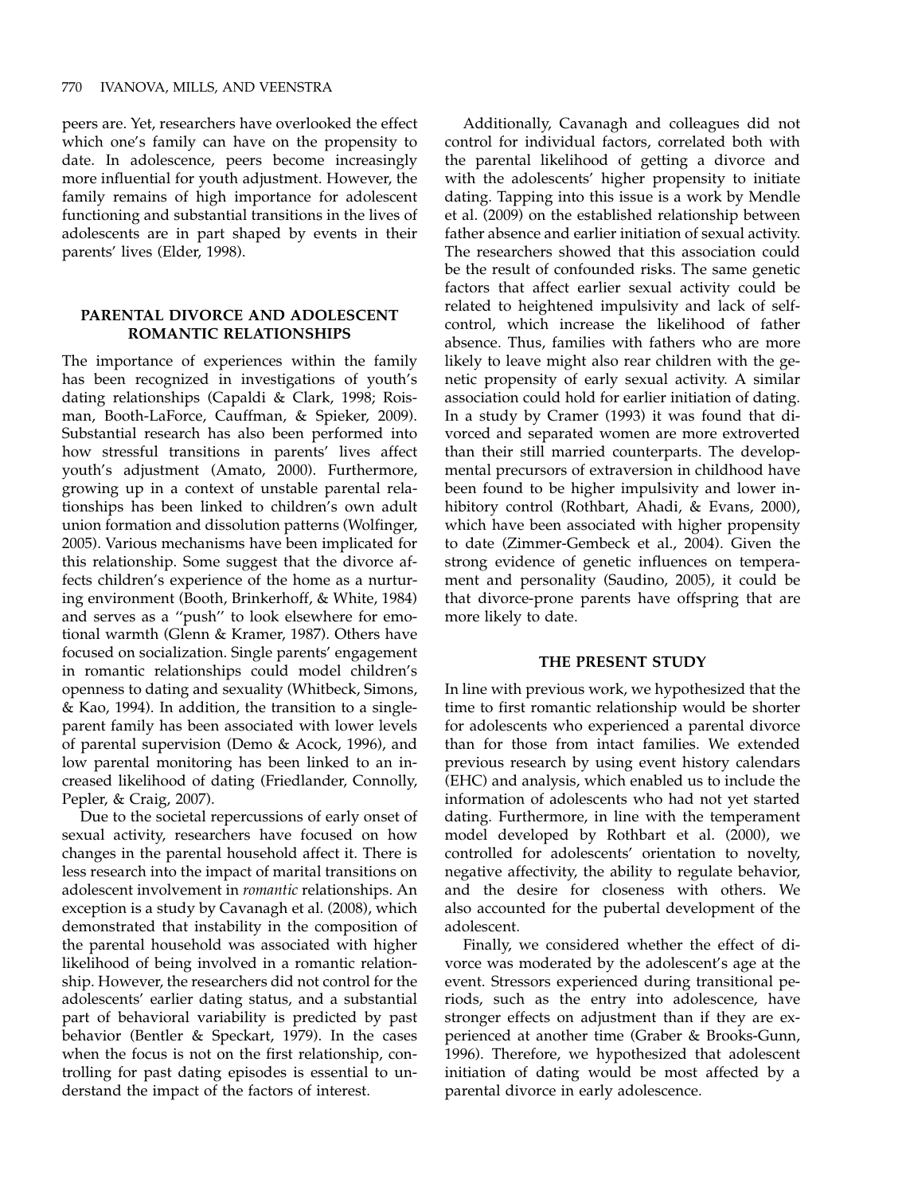peers are. Yet, researchers have overlooked the effect which one's family can have on the propensity to date. In adolescence, peers become increasingly more influential for youth adjustment. However, the family remains of high importance for adolescent functioning and substantial transitions in the lives of adolescents are in part shaped by events in their parents' lives (Elder, 1998).

## PARENTAL DIVORCE AND ADOLESCENT ROMANTIC RELATIONSHIPS

The importance of experiences within the family has been recognized in investigations of youth's dating relationships (Capaldi & Clark, 1998; Roisman, Booth-LaForce, Cauffman, & Spieker, 2009). Substantial research has also been performed into how stressful transitions in parents' lives affect youth's adjustment (Amato, 2000). Furthermore, growing up in a context of unstable parental relationships has been linked to children's own adult union formation and dissolution patterns (Wolfinger, 2005). Various mechanisms have been implicated for this relationship. Some suggest that the divorce affects children's experience of the home as a nurturing environment (Booth, Brinkerhoff, & White, 1984) and serves as a "push" to look elsewhere for emotional warmth (Glenn & Kramer, 1987). Others have focused on socialization. Single parents' engagement in romantic relationships could model children's openness to dating and sexuality (Whitbeck, Simons, & Kao, 1994). In addition, the transition to a single-parent family has been associated with lower levels of parental supervision (Demo & Acock, 1996), and low parental monitoring has been linked to an increased likelihood of dating (Friedlander, Connolly, Pepler, & Craig, 2007).

Due to the societal repercussions of early onset of sexual activity, researchers have focused on how changes in the parental household affect it. There is less research into the impact of marital transitions on adolescent involvement in *romantic* relationships. An exception is a study by Cavanagh et al. (2008), which demonstrated that instability in the composition of the parental household was associated with higher likelihood of being involved in a romantic relationship. However, the researchers did not control for the adolescents' earlier dating status, and a substantial part of behavioral variability is predicted by past behavior (Bentler & Speckart, 1979). In the cases when the focus is not on the first relationship, controlling for past dating episodes is essential to understand the impact of the factors of interest.

Additionally, Cavanagh and colleagues did not control for individual factors, correlated both with the parental likelihood of getting a divorce and with the adolescents' higher propensity to initiate dating. Tapping into this issue is a work by Mendle et al. (2009) on the established relationship between father absence and earlier initiation of sexual activity. The researchers showed that this association could be the result of confounded risks. The same genetic factors that affect earlier sexual activity could be related to heightened impulsivity and lack of self-control, which increase the likelihood of father absence. Thus, families with fathers who are more likely to leave might also rear children with the genetic propensity of early sexual activity. A similar association could hold for earlier initiation of dating. In a study by Cramer (1993) it was found that divorced and separated women are more extroverted than their still married counterparts. The developmental precursors of extraversion in childhood have been found to be higher impulsivity and lower inhibitory control (Rothbart, Ahadi, & Evans, 2000), which have been associated with higher propensity to date (Zimmer-Gembeck et al., 2004). Given the strong evidence of genetic influences on temperament and personality (Saudino, 2005), it could be that divorce-prone parents have offspring that are more likely to date.

## THE PRESENT STUDY

In line with previous work, we hypothesized that the time to first romantic relationship would be shorter for adolescents who experienced a parental divorce than for those from intact families. We extended previous research by using event history calendars (EHC) and analysis, which enabled us to include the information of adolescents who had not yet started dating. Furthermore, in line with the temperament model developed by Rothbart et al. (2000), we controlled for adolescents' orientation to novelty, negative affectivity, the ability to regulate behavior, and the desire for closeness with others. We also accounted for the pubertal development of the adolescent.

Finally, we considered whether the effect of divorce was moderated by the adolescent's age at the event. Stressors experienced during transitional periods, such as the entry into adolescence, have stronger effects on adjustment than if they are experienced at another time (Graber & Brooks-Gunn, 1996). Therefore, we hypothesized that adolescent initiation of dating would be most affected by a parental divorce in early adolescence.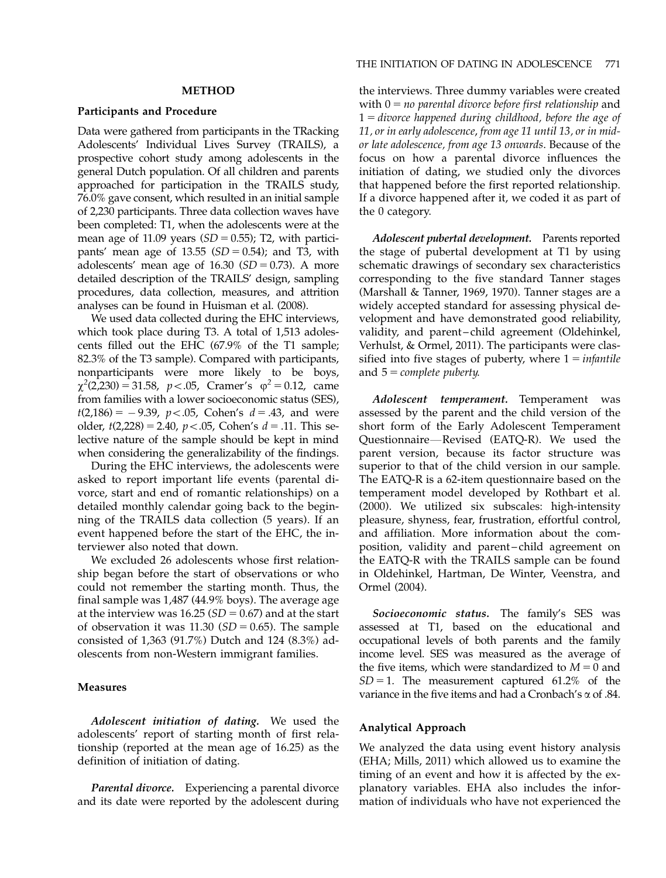## METHOD

### Participants and Procedure

Data were gathered from participants in the TRacking Adolescents' Individual Lives Survey (TRAILS), a prospective cohort study among adolescents in the general Dutch population. Of all children and parents approached for participation in the TRAILS study, 76.0% gave consent, which resulted in an initial sample of 2,230 participants. Three data collection waves have been completed: T1, when the adolescents were at the mean age of 11.09 years ($SD = 0.55$); T2, with participants' mean age of 13.55 ($SD = 0.54$); and T3, with adolescents' mean age of 16.30 ($SD = 0.73$). A more detailed description of the TRAILS' design, sampling procedures, data collection, measures, and attrition analyses can be found in Huisman et al. (2008).

We used data collected during the EHC interviews, which took place during T3. A total of 1,513 adolescents filled out the EHC (67.9% of the T1 sample; 82.3% of the T3 sample). Compared with participants, nonparticipants were more likely to be boys, $\chi^2(2{,}230) = 31.58$, $p < .05$, Cramer's $\varphi^2 = 0.12$, came from families with a lower socioeconomic status (SES), $t(2{,}186) = -9.39$, $p < .05$, Cohen's $d = .43$, and were older, $t(2{,}228) = 2.40$, $p < .05$, Cohen's $d = .11$. This selective nature of the sample should be kept in mind when considering the generalizability of the findings.

During the EHC interviews, the adolescents were asked to report important life events (parental divorce, start and end of romantic relationships) on a detailed monthly calendar going back to the beginning of the TRAILS data collection (5 years). If an event happened before the start of the EHC, the interviewer also noted that down.

We excluded 26 adolescents whose first relationship began before the start of observations or who could not remember the starting month. Thus, the final sample was 1,487 (44.9% boys). The average age at the interview was 16.25 ($SD = 0.67$) and at the start of observation it was 11.30 ($SD = 0.65$). The sample consisted of 1,363 (91.7%) Dutch and 124 (8.3%) adolescents from non-Western immigrant families.

### Measures

*Adolescent initiation of dating.* We used the adolescents' report of starting month of first relationship (reported at the mean age of 16.25) as the definition of initiation of dating.

*Parental divorce.* Experiencing a parental divorce and its date were reported by the adolescent during the interviews. Three dummy variables were created with 0 = *no parental divorce before first relationship* and 1 = *divorce happened during childhood, before the age of 11, or in early adolescence, from age 11 until 13, or in mid- or late adolescence, from age 13 onwards*. Because of the focus on how a parental divorce influences the initiation of dating, we studied only the divorces that happened before the first reported relationship. If a divorce happened after it, we coded it as part of the 0 category.

*Adolescent pubertal development.* Parents reported the stage of pubertal development at T1 by using schematic drawings of secondary sex characteristics corresponding to the five standard Tanner stages (Marshall & Tanner, 1969, 1970). Tanner stages are a widely accepted standard for assessing physical development and have demonstrated good reliability, validity, and parent–child agreement (Oldehinkel, Verhulst, & Ormel, 2011). The participants were classified into five stages of puberty, where 1 = *infantile* and 5 = *complete puberty*.

*Adolescent temperament.* Temperament was assessed by the parent and the child version of the short form of the Early Adolescent Temperament Questionnaire—Revised (EATQ-R). We used the parent version, because its factor structure was superior to that of the child version in our sample. The EATQ-R is a 62-item questionnaire based on the temperament model developed by Rothbart et al. (2000). We utilized six subscales: high-intensity pleasure, shyness, fear, frustration, effortful control, and affiliation. More information about the composition, validity and parent–child agreement on the EATQ-R with the TRAILS sample can be found in Oldehinkel, Hartman, De Winter, Veenstra, and Ormel (2004).

*Socioeconomic status.* The family's SES was assessed at T1, based on the educational and occupational levels of both parents and the family income level. SES was measured as the average of the five items, which were standardized to $M = 0$ and $SD = 1$. The measurement captured 61.2% of the variance in the five items and had a Cronbach's $\alpha$ of .84.

### Analytical Approach

We analyzed the data using event history analysis (EHA; Mills, 2011) which allowed us to examine the timing of an event and how it is affected by the explanatory variables. EHA also includes the information of individuals who have not experienced the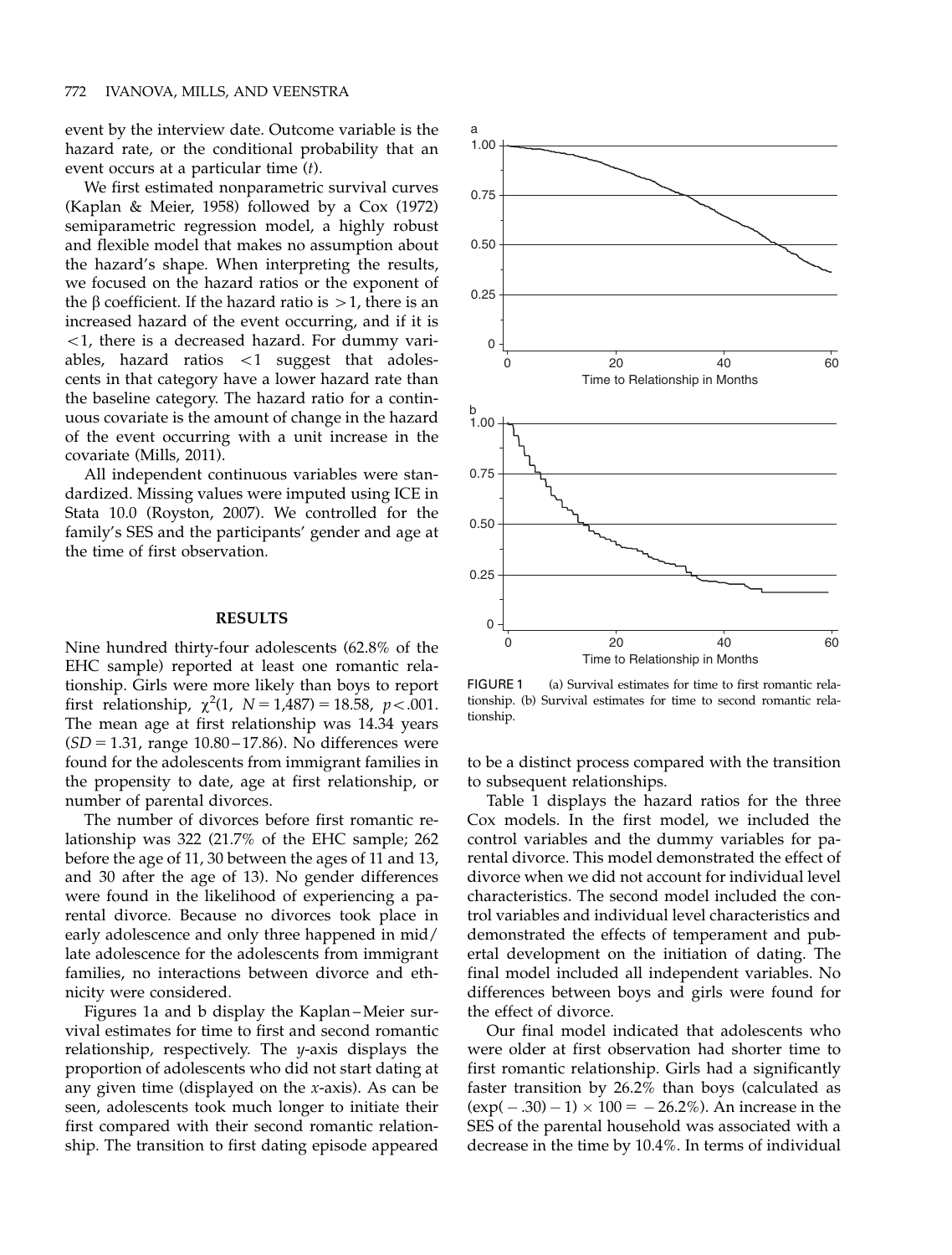event by the interview date. Outcome variable is the hazard rate, or the conditional probability that an event occurs at a particular time ($t$).

We first estimated nonparametric survival curves (Kaplan & Meier, 1958) followed by a Cox (1972) semiparametric regression model, a highly robust and flexible model that makes no assumption about the hazard's shape. When interpreting the results, we focused on the hazard ratios or the exponent of the $\beta$ coefficient. If the hazard ratio is $>1$, there is an increased hazard of the event occurring, and if it is $<1$, there is a decreased hazard. For dummy variables, hazard ratios $<1$ suggest that adolescents in that category have a lower hazard rate than the baseline category. The hazard ratio for a continuous covariate is the amount of change in the hazard of the event occurring with a unit increase in the covariate (Mills, 2011).

All independent continuous variables were standardized. Missing values were imputed using ICE in Stata 10.0 (Royston, 2007). We controlled for the family's SES and the participants' gender and age at the time of first observation.

## RESULTS

Nine hundred thirty-four adolescents (62.8% of the EHC sample) reported at least one romantic relationship. Girls were more likely than boys to report first relationship, $\chi^2(1, N = 1{,}487) = 18.58$, $p < .001$. The mean age at first relationship was 14.34 years ($SD = 1.31$, range 10.80–17.86). No differences were found for the adolescents from immigrant families in the propensity to date, age at first relationship, or number of parental divorces.

The number of divorces before first romantic relationship was 322 (21.7% of the EHC sample; 262 before the age of 11, 30 between the ages of 11 and 13, and 30 after the age of 13). No gender differences were found in the likelihood of experiencing a parental divorce. Because no divorces took place in early adolescence and only three happened in mid/late adolescence for the adolescents from immigrant families, no interactions between divorce and ethnicity were considered.

Figures 1a and b display the Kaplan–Meier survival estimates for time to first and second romantic relationship, respectively. The $y$-axis displays the proportion of adolescents who did not start dating at any given time (displayed on the $x$-axis). As can be seen, adolescents took much longer to initiate their first compared with their second romantic relationship. The transition to first dating episode appeared to be a distinct process compared with the transition to subsequent relationships.

FIGURE 1 (a) Survival estimates for time to first romantic relationship. (b) Survival estimates for time to second romantic relationship.

Table 1 displays the hazard ratios for the three Cox models. In the first model, we included the control variables and the dummy variables for parental divorce. This model demonstrated the effect of divorce when we did not account for individual level characteristics. The second model included the control variables and individual level characteristics and demonstrated the effects of temperament and pubertal development on the initiation of dating. The final model included all independent variables. No differences between boys and girls were found for the effect of divorce.

Our final model indicated that adolescents who were older at first observation had shorter time to first romantic relationship. Girls had a significantly faster transition by 26.2% than boys (calculated as $(\exp(-.30) - 1) \times 100 = -26.2\%$). An increase in the SES of the parental household was associated with a decrease in the time by 10.4%. In terms of individual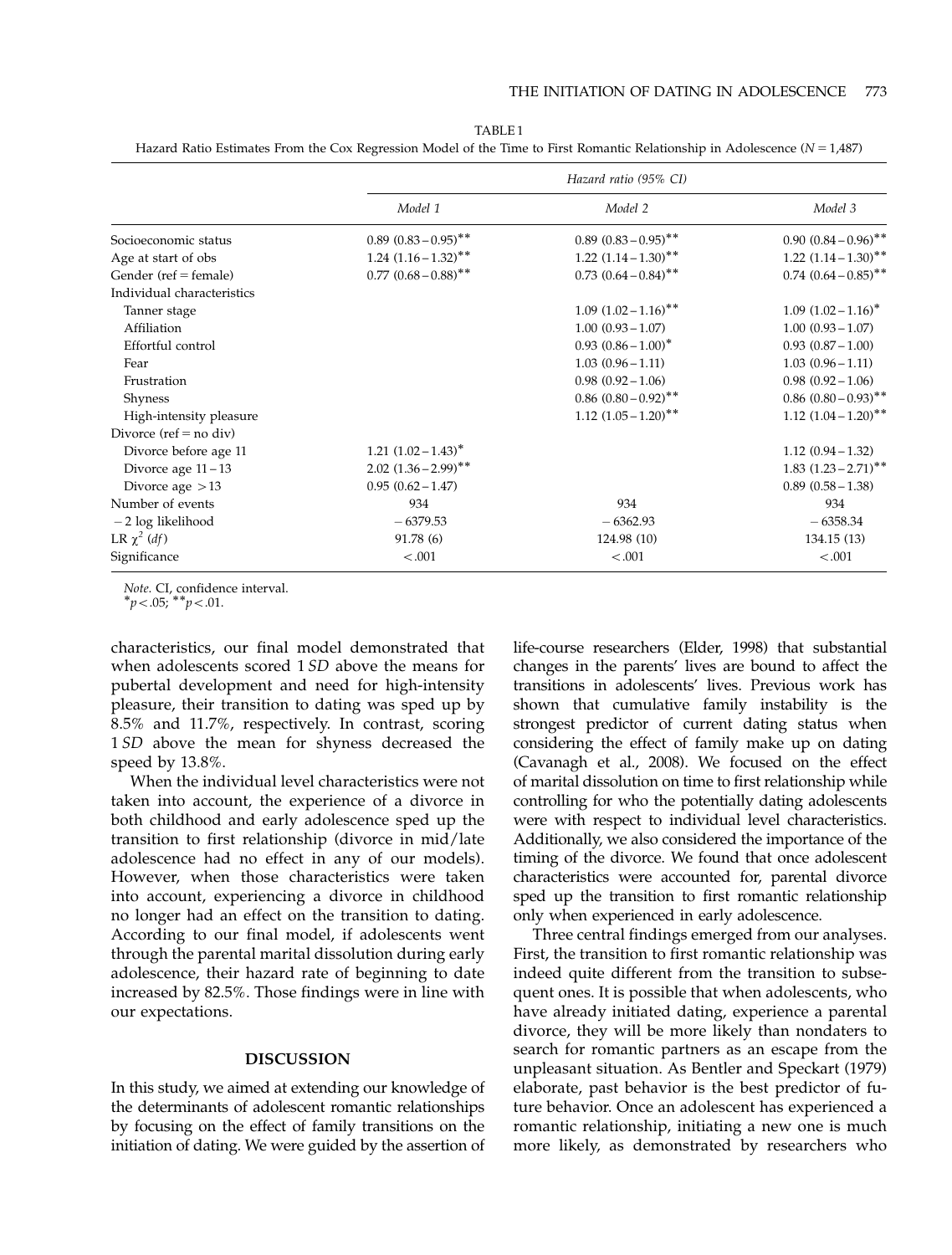TABLE 1

Hazard Ratio Estimates From the Cox Regression Model of the Time to First Romantic Relationship in Adolescence ($N = 1{,}487$)

| | *Hazard ratio (95% CI)* | | |
|---|---|---|---|
| | *Model 1* | *Model 2* | *Model 3* |
| Socioeconomic status | 0.89 (0.83 – 0.95)** | 0.89 (0.83 – 0.95)** | 0.90 (0.84 – 0.96)** |
| Age at start of obs | 1.24 (1.16 – 1.32)** | 1.22 (1.14 – 1.30)** | 1.22 (1.14 – 1.30)** |
| Gender (ref = female) | 0.77 (0.68 – 0.88)** | 0.73 (0.64 – 0.84)** | 0.74 (0.64 – 0.85)** |
| Individual characteristics | | | |
| Tanner stage | | 1.09 (1.02 – 1.16)** | 1.09 (1.02 – 1.16)* |
| Affiliation | | 1.00 (0.93 – 1.07) | 1.00 (0.93 – 1.07) |
| Effortful control | | 0.93 (0.86 – 1.00)* | 0.93 (0.87 – 1.00) |
| Fear | | 1.03 (0.96 – 1.11) | 1.03 (0.96 – 1.11) |
| Frustration | | 0.98 (0.92 – 1.06) | 0.98 (0.92 – 1.06) |
| Shyness | | 0.86 (0.80 – 0.92)** | 0.86 (0.80 – 0.93)** |
| High-intensity pleasure | | 1.12 (1.05 – 1.20)** | 1.12 (1.04 – 1.20)** |
| Divorce (ref = no div) | | | |
| Divorce before age 11 | 1.21 (1.02 – 1.43)* | | 1.12 (0.94 – 1.32) |
| Divorce age 11 – 13 | 2.02 (1.36 – 2.99)** | | 1.83 (1.23 – 2.71)** |
| Divorce age > 13 | 0.95 (0.62 – 1.47) | | 0.89 (0.58 – 1.38) |
| Number of events | 934 | 934 | 934 |
| − 2 log likelihood | − 6379.53 | − 6362.93 | − 6358.34 |
| LR $\chi^2$ (*df*) | 91.78 (6) | 124.98 (10) | 134.15 (13) |
| Significance | < .001 | < .001 | < .001 |

*Note.* CI, confidence interval.
*$p < .05$; **$p < .01$.

characteristics, our final model demonstrated that when adolescents scored 1 *SD* above the means for pubertal development and need for high-intensity pleasure, their transition to dating was sped up by 8.5% and 11.7%, respectively. In contrast, scoring 1 *SD* above the mean for shyness decreased the speed by 13.8%.

When the individual level characteristics were not taken into account, the experience of a divorce in both childhood and early adolescence sped up the transition to first relationship (divorce in mid/late adolescence had no effect in any of our models). However, when those characteristics were taken into account, experiencing a divorce in childhood no longer had an effect on the transition to dating. According to our final model, if adolescents went through the parental marital dissolution during early adolescence, their hazard rate of beginning to date increased by 82.5%. Those findings were in line with our expectations.

## DISCUSSION

In this study, we aimed at extending our knowledge of the determinants of adolescent romantic relationships by focusing on the effect of family transitions on the initiation of dating. We were guided by the assertion of life-course researchers (Elder, 1998) that substantial changes in the parents' lives are bound to affect the transitions in adolescents' lives. Previous work has shown that cumulative family instability is the strongest predictor of current dating status when considering the effect of family make up on dating (Cavanagh et al., 2008). We focused on the effect of marital dissolution on time to first relationship while controlling for who the potentially dating adolescents were with respect to individual level characteristics. Additionally, we also considered the importance of the timing of the divorce. We found that once adolescent characteristics were accounted for, parental divorce sped up the transition to first romantic relationship only when experienced in early adolescence.

Three central findings emerged from our analyses. First, the transition to first romantic relationship was indeed quite different from the transition to subsequent ones. It is possible that when adolescents, who have already initiated dating, experience a parental divorce, they will be more likely than nondaters to search for romantic partners as an escape from the unpleasant situation. As Bentler and Speckart (1979) elaborate, past behavior is the best predictor of future behavior. Once an adolescent has experienced a romantic relationship, initiating a new one is much more likely, as demonstrated by researchers who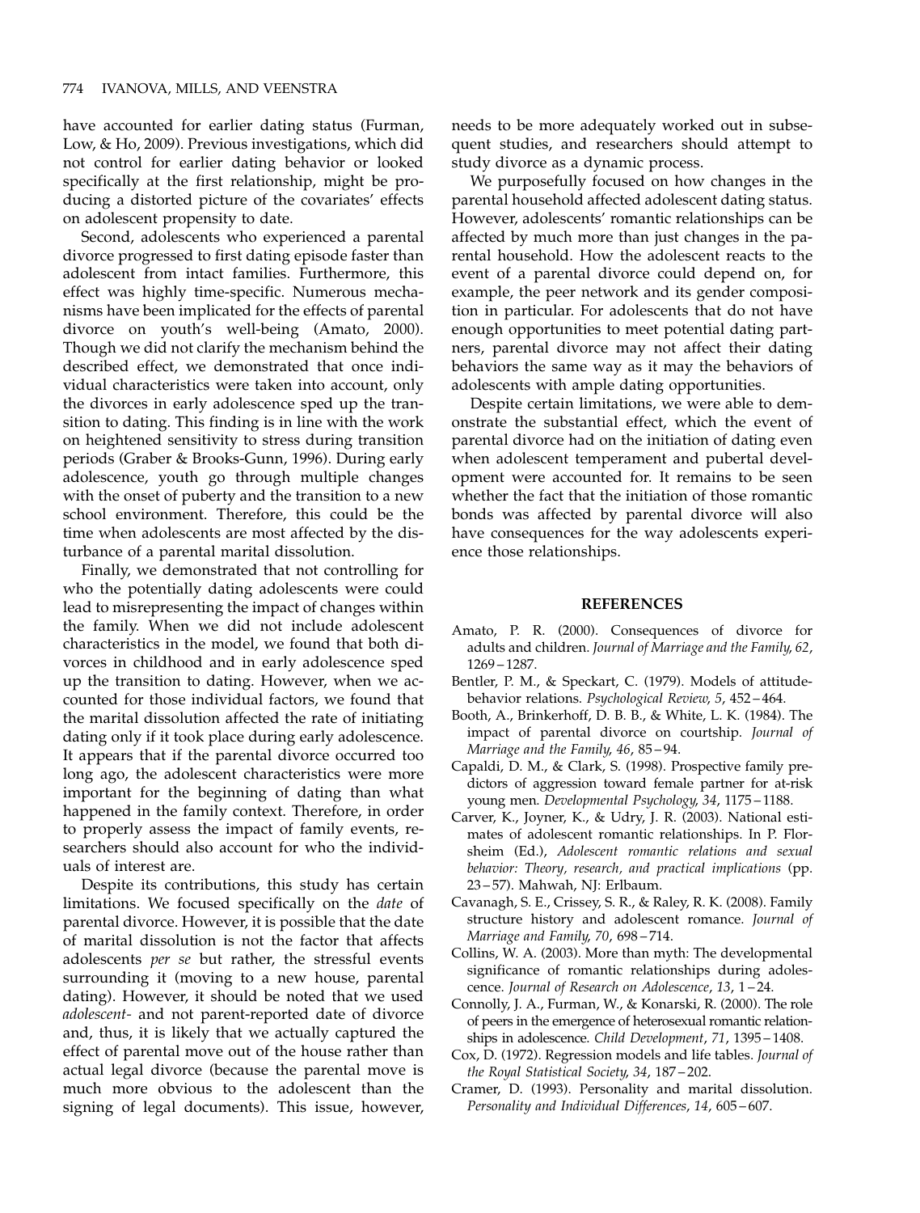have accounted for earlier dating status (Furman, Low, & Ho, 2009). Previous investigations, which did not control for earlier dating behavior or looked specifically at the first relationship, might be producing a distorted picture of the covariates' effects on adolescent propensity to date.

Second, adolescents who experienced a parental divorce progressed to first dating episode faster than adolescent from intact families. Furthermore, this effect was highly time-specific. Numerous mechanisms have been implicated for the effects of parental divorce on youth's well-being (Amato, 2000). Though we did not clarify the mechanism behind the described effect, we demonstrated that once individual characteristics were taken into account, only the divorces in early adolescence sped up the transition to dating. This finding is in line with the work on heightened sensitivity to stress during transition periods (Graber & Brooks-Gunn, 1996). During early adolescence, youth go through multiple changes with the onset of puberty and the transition to a new school environment. Therefore, this could be the time when adolescents are most affected by the disturbance of a parental marital dissolution.

Finally, we demonstrated that not controlling for who the potentially dating adolescents were could lead to misrepresenting the impact of changes within the family. When we did not include adolescent characteristics in the model, we found that both divorces in childhood and in early adolescence sped up the transition to dating. However, when we accounted for those individual factors, we found that the marital dissolution affected the rate of initiating dating only if it took place during early adolescence. It appears that if the parental divorce occurred too long ago, the adolescent characteristics were more important for the beginning of dating than what happened in the family context. Therefore, in order to properly assess the impact of family events, researchers should also account for who the individuals of interest are.

Despite its contributions, this study has certain limitations. We focused specifically on the *date* of parental divorce. However, it is possible that the date of marital dissolution is not the factor that affects adolescents *per se* but rather, the stressful events surrounding it (moving to a new house, parental dating). However, it should be noted that we used *adolescent-* and not parent-reported date of divorce and, thus, it is likely that we actually captured the effect of parental move out of the house rather than actual legal divorce (because the parental move is much more obvious to the adolescent than the signing of legal documents). This issue, however, needs to be more adequately worked out in subsequent studies, and researchers should attempt to study divorce as a dynamic process.

We purposefully focused on how changes in the parental household affected adolescent dating status. However, adolescents' romantic relationships can be affected by much more than just changes in the parental household. How the adolescent reacts to the event of a parental divorce could depend on, for example, the peer network and its gender composition in particular. For adolescents that do not have enough opportunities to meet potential dating partners, parental divorce may not affect their dating behaviors the same way as it may the behaviors of adolescents with ample dating opportunities.

Despite certain limitations, we were able to demonstrate the substantial effect, which the event of parental divorce had on the initiation of dating even when adolescent temperament and pubertal development were accounted for. It remains to be seen whether the fact that the initiation of those romantic bonds was affected by parental divorce will also have consequences for the way adolescents experience those relationships.

## REFERENCES

Amato, P. R. (2000). Consequences of divorce for adults and children. *Journal of Marriage and the Family, 62*, 1269 – 1287.

Bentler, P. M., & Speckart, C. (1979). Models of attitude-behavior relations. *Psychological Review, 5*, 452 – 464.

Booth, A., Brinkerhoff, D. B. B., & White, L. K. (1984). The impact of parental divorce on courtship. *Journal of Marriage and the Family, 46*, 85 – 94.

Capaldi, D. M., & Clark, S. (1998). Prospective family predictors of aggression toward female partner for at-risk young men. *Developmental Psychology, 34*, 1175 – 1188.

Carver, K., Joyner, K., & Udry, J. R. (2003). National estimates of adolescent romantic relationships. In P. Florsheim (Ed.), *Adolescent romantic relations and sexual behavior: Theory, research, and practical implications* (pp. 23 – 57). Mahwah, NJ: Erlbaum.

Cavanagh, S. E., Crissey, S. R., & Raley, R. K. (2008). Family structure history and adolescent romance. *Journal of Marriage and Family, 70*, 698 – 714.

Collins, W. A. (2003). More than myth: The developmental significance of romantic relationships during adolescence. *Journal of Research on Adolescence, 13*, 1 – 24.

Connolly, J. A., Furman, W., & Konarski, R. (2000). The role of peers in the emergence of heterosexual romantic relationships in adolescence. *Child Development, 71*, 1395 – 1408.

Cox, D. (1972). Regression models and life tables. *Journal of the Royal Statistical Society, 34*, 187 – 202.

Cramer, D. (1993). Personality and marital dissolution. *Personality and Individual Differences, 14*, 605 – 607.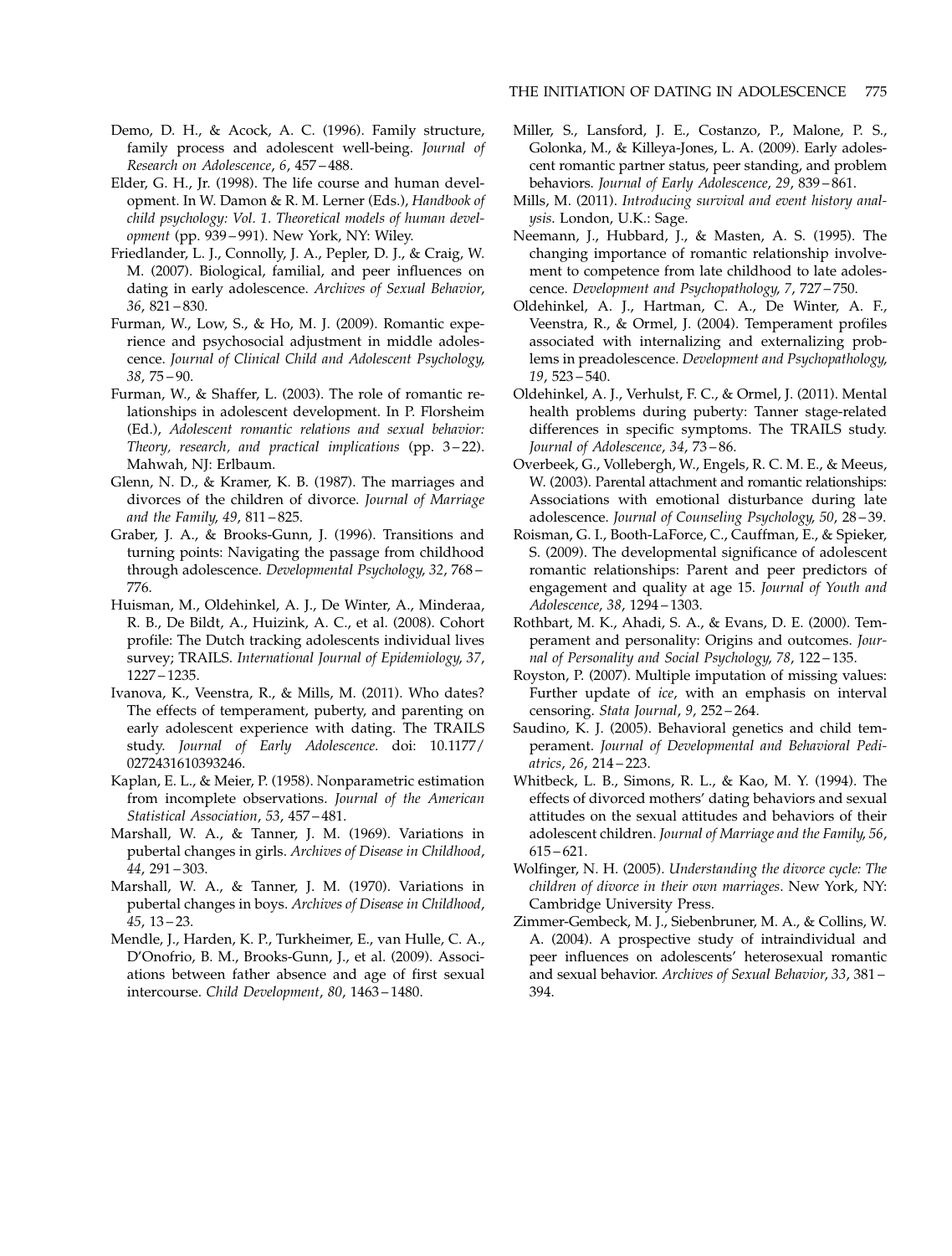Demo, D. H., & Acock, A. C. (1996). Family structure, family process and adolescent well-being. *Journal of Research on Adolescence*, *6*, 457 – 488.

Elder, G. H., Jr. (1998). The life course and human development. In W. Damon & R. M. Lerner (Eds.), *Handbook of child psychology: Vol. 1. Theoretical models of human development* (pp. 939 – 991). New York, NY: Wiley.

Friedlander, L. J., Connolly, J. A., Pepler, D. J., & Craig, W. M. (2007). Biological, familial, and peer influences on dating in early adolescence. *Archives of Sexual Behavior*, *36*, 821 – 830.

Furman, W., Low, S., & Ho, M. J. (2009). Romantic experience and psychosocial adjustment in middle adolescence. *Journal of Clinical Child and Adolescent Psychology*, *38*, 75 – 90.

Furman, W., & Shaffer, L. (2003). The role of romantic relationships in adolescent development. In P. Florsheim (Ed.), *Adolescent romantic relations and sexual behavior: Theory, research, and practical implications* (pp. 3 – 22). Mahwah, NJ: Erlbaum.

Glenn, N. D., & Kramer, K. B. (1987). The marriages and divorces of the children of divorce. *Journal of Marriage and the Family*, *49*, 811 – 825.

Graber, J. A., & Brooks-Gunn, J. (1996). Transitions and turning points: Navigating the passage from childhood through adolescence. *Developmental Psychology*, *32*, 768 – 776.

Huisman, M., Oldehinkel, A. J., De Winter, A., Minderaa, R. B., De Bildt, A., Huizink, A. C., et al. (2008). Cohort profile: The Dutch tracking adolescents individual lives survey; TRAILS. *International Journal of Epidemiology*, *37*, 1227 – 1235.

Ivanova, K., Veenstra, R., & Mills, M. (2011). Who dates? The effects of temperament, puberty, and parenting on early adolescent experience with dating. The TRAILS study. *Journal of Early Adolescence*. doi: 10.1177/0272431610393246.

Kaplan, E. L., & Meier, P. (1958). Nonparametric estimation from incomplete observations. *Journal of the American Statistical Association*, *53*, 457 – 481.

Marshall, W. A., & Tanner, J. M. (1969). Variations in pubertal changes in girls. *Archives of Disease in Childhood*, *44*, 291 – 303.

Marshall, W. A., & Tanner, J. M. (1970). Variations in pubertal changes in boys. *Archives of Disease in Childhood*, *45*, 13 – 23.

Mendle, J., Harden, K. P., Turkheimer, E., van Hulle, C. A., D'Onofrio, B. M., Brooks-Gunn, J., et al. (2009). Associations between father absence and age of first sexual intercourse. *Child Development*, *80*, 1463 – 1480.

Miller, S., Lansford, J. E., Costanzo, P., Malone, P. S., Golonka, M., & Killeya-Jones, L. A. (2009). Early adolescent romantic partner status, peer standing, and problem behaviors. *Journal of Early Adolescence*, *29*, 839 – 861.

Mills, M. (2011). *Introducing survival and event history analysis*. London, U.K.: Sage.

Neemann, J., Hubbard, J., & Masten, A. S. (1995). The changing importance of romantic relationship involvement to competence from late childhood to late adolescence. *Development and Psychopathology*, *7*, 727 – 750.

Oldehinkel, A. J., Hartman, C. A., De Winter, A. F., Veenstra, R., & Ormel, J. (2004). Temperament profiles associated with internalizing and externalizing problems in preadolescence. *Development and Psychopathology*, *19*, 523 – 540.

Oldehinkel, A. J., Verhulst, F. C., & Ormel, J. (2011). Mental health problems during puberty: Tanner stage-related differences in specific symptoms. The TRAILS study. *Journal of Adolescence*, *34*, 73 – 86.

Overbeek, G., Vollebergh, W., Engels, R. C. M. E., & Meeus, W. (2003). Parental attachment and romantic relationships: Associations with emotional disturbance during late adolescence. *Journal of Counseling Psychology*, *50*, 28 – 39.

Roisman, G. I., Booth-LaForce, C., Cauffman, E., & Spieker, S. (2009). The developmental significance of adolescent romantic relationships: Parent and peer predictors of engagement and quality at age 15. *Journal of Youth and Adolescence*, *38*, 1294 – 1303.

Rothbart, M. K., Ahadi, S. A., & Evans, D. E. (2000). Temperament and personality: Origins and outcomes. *Journal of Personality and Social Psychology*, *78*, 122 – 135.

Royston, P. (2007). Multiple imputation of missing values: Further update of *ice*, with an emphasis on interval censoring. *Stata Journal*, *9*, 252 – 264.

Saudino, K. J. (2005). Behavioral genetics and child temperament. *Journal of Developmental and Behavioral Pediatrics*, *26*, 214 – 223.

Whitbeck, L. B., Simons, R. L., & Kao, M. Y. (1994). The effects of divorced mothers' dating behaviors and sexual attitudes on the sexual attitudes and behaviors of their adolescent children. *Journal of Marriage and the Family*, *56*, 615 – 621.

Wolfinger, N. H. (2005). *Understanding the divorce cycle: The children of divorce in their own marriages*. New York, NY: Cambridge University Press.

Zimmer-Gembeck, M. J., Siebenbruner, M. A., & Collins, W. A. (2004). A prospective study of intraindividual and peer influences on adolescents' heterosexual romantic and sexual behavior. *Archives of Sexual Behavior*, *33*, 381 – 394.